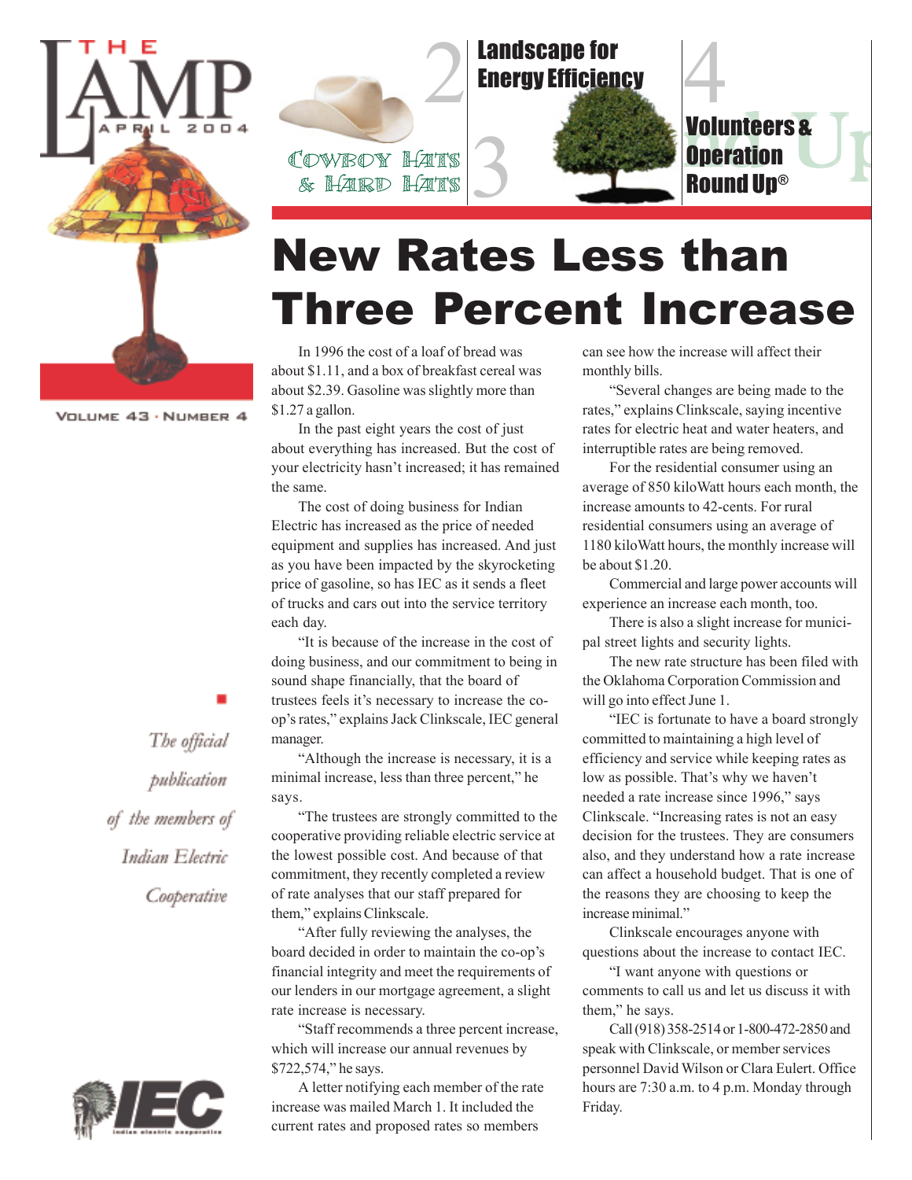# THE LAMP

APRIL 2004

VOLUME 43 · NUMBER 4

2 Landscape for Energy Efficiency

3 Cowboy Hats & Hard Hats

4 Volunteers & Operation Round Up®

# New Rates Less than Three Percent Increase

In 1996 the cost of a loaf of bread was about $1.11, and a box of breakfast cereal was about $2.39. Gasoline was slightly more than $1.27 a gallon.

In the past eight years the cost of just about everything has increased. But the cost of your electricity hasn't increased; it has remained the same.

The cost of doing business for Indian Electric has increased as the price of needed equipment and supplies has increased. And just as you have been impacted by the skyrocketing price of gasoline, so has IEC as it sends a fleet of trucks and cars out into the service territory each day.

"It is because of the increase in the cost of doing business, and our commitment to being in sound shape financially, that the board of trustees feels it's necessary to increase the co-op's rates," explains Jack Clinkscale, IEC general manager.

"Although the increase is necessary, it is a minimal increase, less than three percent," he says.

"The trustees are strongly committed to the cooperative providing reliable electric service at the lowest possible cost. And because of that commitment, they recently completed a review of rate analyses that our staff prepared for them," explains Clinkscale.

"After fully reviewing the analyses, the board decided in order to maintain the co-op's financial integrity and meet the requirements of our lenders in our mortgage agreement, a slight rate increase is necessary.

"Staff recommends a three percent increase, which will increase our annual revenues by $722,574," he says.

A letter notifying each member of the rate increase was mailed March 1. It included the current rates and proposed rates so members can see how the increase will affect their monthly bills.

"Several changes are being made to the rates," explains Clinkscale, saying incentive rates for electric heat and water heaters, and interruptible rates are being removed.

For the residential consumer using an average of 850 kiloWatt hours each month, the increase amounts to 42-cents. For rural residential consumers using an average of 1180 kiloWatt hours, the monthly increase will be about $1.20.

Commercial and large power accounts will experience an increase each month, too.

There is also a slight increase for municipal street lights and security lights.

The new rate structure has been filed with the Oklahoma Corporation Commission and will go into effect June 1.

"IEC is fortunate to have a board strongly committed to maintaining a high level of efficiency and service while keeping rates as low as possible. That's why we haven't needed a rate increase since 1996," says Clinkscale. "Increasing rates is not an easy decision for the trustees. They are consumers also, and they understand how a rate increase can affect a household budget. That is one of the reasons they are choosing to keep the increase minimal."

Clinkscale encourages anyone with questions about the increase to contact IEC.

"I want anyone with questions or comments to call us and let us discuss it with them," he says.

Call (918) 358-2514 or 1-800-472-2850 and speak with Clinkscale, or member services personnel David Wilson or Clara Eulert. Office hours are 7:30 a.m. to 4 p.m. Monday through Friday.

*The official publication of the members of Indian Electric Cooperative*

IEC
indian electric cooperative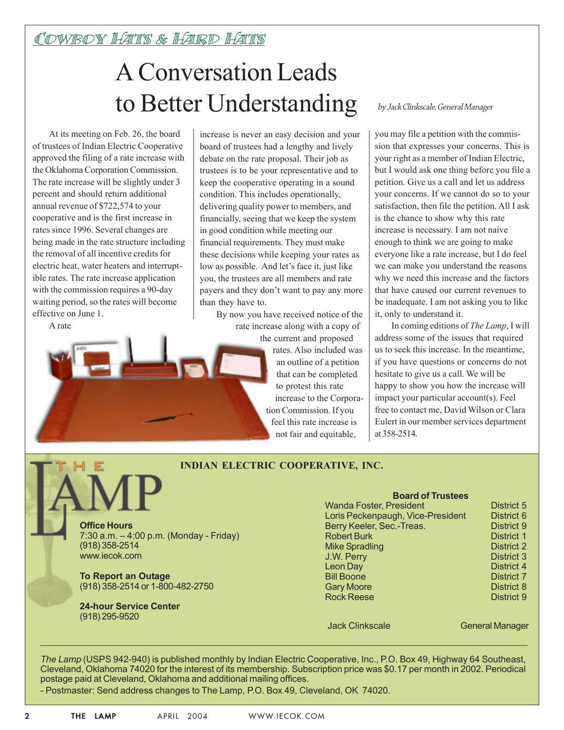*Cowboy Hats & Hard Hats*

# A Conversation Leads to Better Understanding

*by Jack Clinkscale, General Manager*

At its meeting on Feb. 26, the board of trustees of Indian Electric Cooperative approved the filing of a rate increase with the Oklahoma Corporation Commission. The rate increase will be slightly under 3 percent and should return additional annual revenue of $722,574 to your cooperative and is the first increase in rates since 1996. Several changes are being made in the rate structure including the removal of all incentive credits for electric heat, water heaters and interruptible rates. The rate increase application with the commission requires a 90-day waiting period, so the rates will become effective on June 1.

A rate increase is never an easy decision and your board of trustees had a lengthy and lively debate on the rate proposal. Their job as trustees is to be your representative and to keep the cooperative operating in a sound condition. This includes operationally, delivering quality power to members, and financially, seeing that we keep the system in good condition while meeting our financial requirements. They must make these decisions while keeping your rates as low as possible. And let's face it, just like you, the trustees are all members and rate payers and they don't want to pay any more than they have to.

By now you have received notice of the rate increase along with a copy of the current and proposed rates. Also included was an outline of a petition that can be completed to protest this rate increase to the Corporation Commission. If you feel this rate increase is not fair and equitable, you may file a petition with the commission that expresses your concerns. This is your right as a member of Indian Electric, but I would ask one thing before you file a petition. Give us a call and let us address your concerns. If we cannot do so to your satisfaction, then file the petition. All I ask is the chance to show why this rate increase is necessary. I am not naive enough to think we are going to make everyone like a rate increase, but I do feel we can make you understand the reasons why we need this increase and the factors that have caused our current revenues to be inadequate. I am not asking you to like it, only to understand it.

In coming editions of *The Lamp*, I will address some of the issues that required us to seek this increase. In the meantime, if you have questions or concerns do not hesitate to give us a call. We will be happy to show you how the increase will impact your particular account(s). Feel free to contact me, David Wilson or Clara Eulert in our member services department at 358-2514.

---

## THE LAMP

**INDIAN ELECTRIC COOPERATIVE, INC.**

**Office Hours**
7:30 a.m. – 4:00 p.m. (Monday - Friday)
(918) 358-2514
www.iecok.com

**To Report an Outage**
(918) 358-2514 or 1-800-482-2750

**24-hour Service Center**
(918) 295-9520

**Board of Trustees**

| Name | District |
|---|---|
| Wanda Foster, President | District 5 |
| Loris Peckenpaugh, Vice-President | District 6 |
| Berry Keeler, Sec.-Treas. | District 9 |
| Robert Burk | District 1 |
| Mike Spradling | District 2 |
| J.W. Perry | District 3 |
| Leon Day | District 4 |
| Bill Boone | District 7 |
| Gary Moore | District 8 |
| Rock Reese | District 9 |

Jack Clinkscale — General Manager

*The Lamp* (USPS 942-940) is published monthly by Indian Electric Cooperative, Inc., P.O. Box 49, Highway 64 Southeast, Cleveland, Oklahoma 74020 for the interest of its membership. Subscription price was $0.17 per month in 2002. Periodical postage paid at Cleveland, Oklahoma and additional mailing offices.

- Postmaster: Send address changes to The Lamp, P.O. Box 49, Cleveland, OK 74020.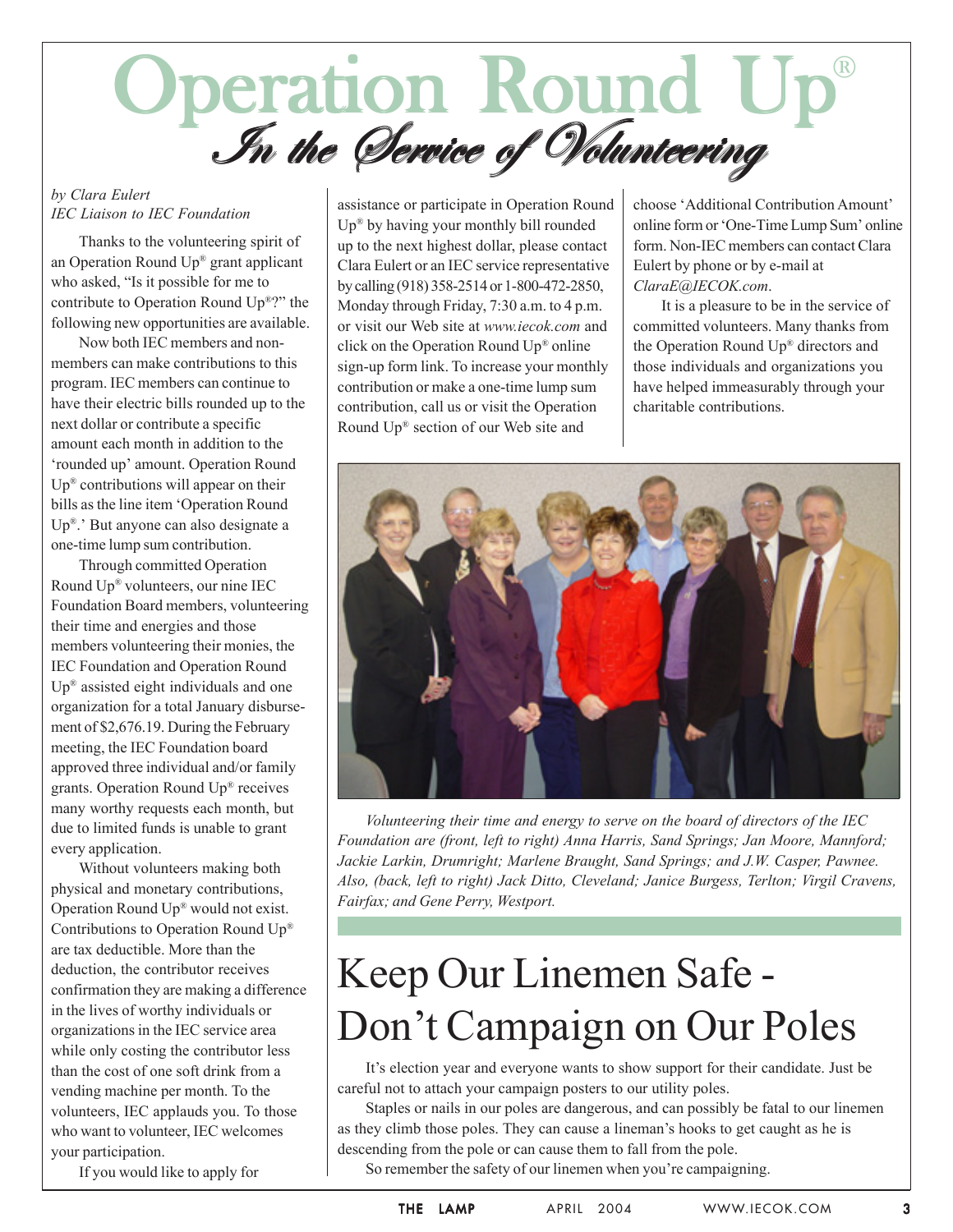# Operation Round Up®

## *In the Service of Volunteering*

*by Clara Eulert*
*IEC Liaison to IEC Foundation*

Thanks to the volunteering spirit of an Operation Round Up® grant applicant who asked, "Is it possible for me to contribute to Operation Round Up®?" the following new opportunities are available.

Now both IEC members and non-members can make contributions to this program. IEC members can continue to have their electric bills rounded up to the next dollar or contribute a specific amount each month in addition to the 'rounded up' amount. Operation Round Up® contributions will appear on their bills as the line item 'Operation Round Up®.' But anyone can also designate a one-time lump sum contribution.

Through committed Operation Round Up® volunteers, our nine IEC Foundation Board members, volunteering their time and energies and those members volunteering their monies, the IEC Foundation and Operation Round Up® assisted eight individuals and one organization for a total January disbursement of $2,676.19. During the February meeting, the IEC Foundation board approved three individual and/or family grants. Operation Round Up® receives many worthy requests each month, but due to limited funds is unable to grant every application.

Without volunteers making both physical and monetary contributions, Operation Round Up® would not exist. Contributions to Operation Round Up® are tax deductible. More than the deduction, the contributor receives confirmation they are making a difference in the lives of worthy individuals or organizations in the IEC service area while only costing the contributor less than the cost of one soft drink from a vending machine per month. To the volunteers, IEC applauds you. To those who want to volunteer, IEC welcomes your participation.

If you would like to apply for assistance or participate in Operation Round Up® by having your monthly bill rounded up to the next highest dollar, please contact Clara Eulert or an IEC service representative by calling (918) 358-2514 or 1-800-472-2850, Monday through Friday, 7:30 a.m. to 4 p.m. or visit our Web site at *www.iecok.com* and click on the Operation Round Up® online sign-up form link. To increase your monthly contribution or make a one-time lump sum contribution, call us or visit the Operation Round Up® section of our Web site and choose 'Additional Contribution Amount' online form or 'One-Time Lump Sum' online form. Non-IEC members can contact Clara Eulert by phone or by e-mail at *ClaraE@IECOK.com*.

It is a pleasure to be in the service of committed volunteers. Many thanks from the Operation Round Up® directors and those individuals and organizations you have helped immeasurably through your charitable contributions.

*Volunteering their time and energy to serve on the board of directors of the IEC Foundation are (front, left to right) Anna Harris, Sand Springs; Jan Moore, Mannford; Jackie Larkin, Drumright; Marlene Braught, Sand Springs; and J.W. Casper, Pawnee. Also, (back, left to right) Jack Ditto, Cleveland; Janice Burgess, Terlton; Virgil Cravens, Fairfax; and Gene Perry, Westport.*

# Keep Our Linemen Safe - Don't Campaign on Our Poles

It's election year and everyone wants to show support for their candidate. Just be careful not to attach your campaign posters to our utility poles.

Staples or nails in our poles are dangerous, and can possibly be fatal to our linemen as they climb those poles. They can cause a lineman's hooks to get caught as he is descending from the pole or can cause them to fall from the pole.

So remember the safety of our linemen when you're campaigning.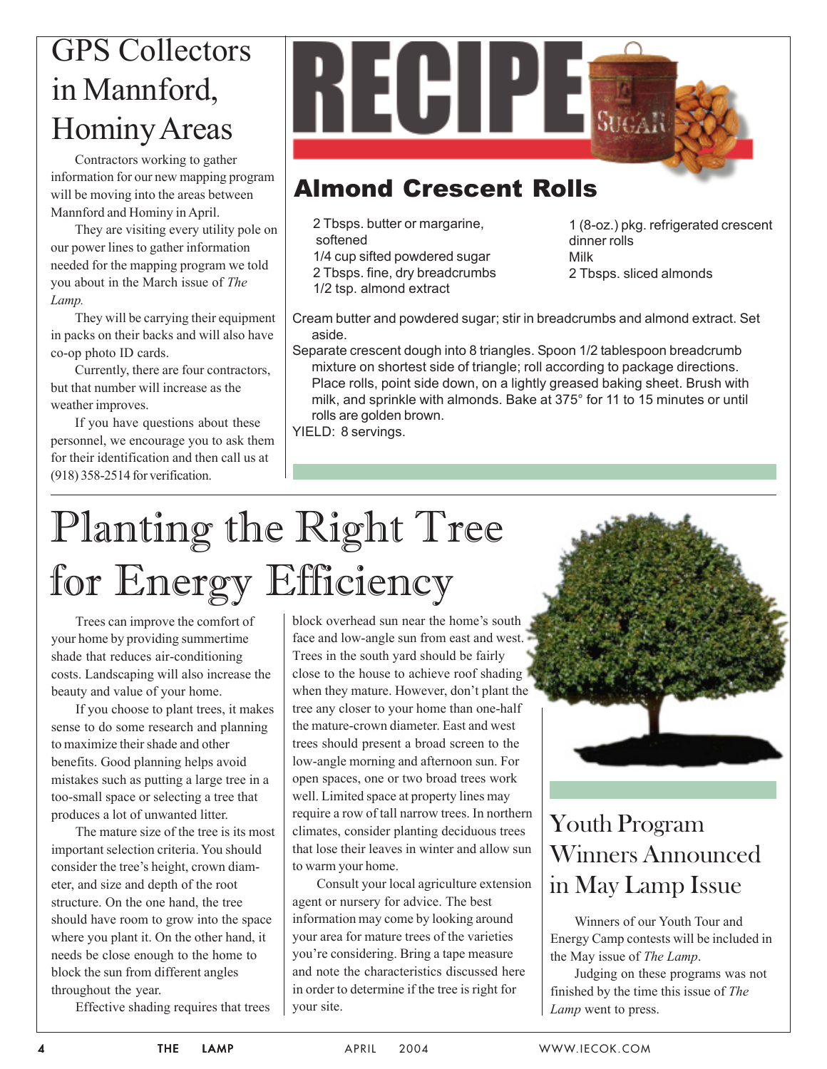# GPS Collectors in Mannford, Hominy Areas

Contractors working to gather information for our new mapping program will be moving into the areas between Mannford and Hominy in April.

They are visiting every utility pole on our power lines to gather information needed for the mapping program we told you about in the March issue of *The Lamp.*

They will be carrying their equipment in packs on their backs and will also have co-op photo ID cards.

Currently, there are four contractors, but that number will increase as the weather improves.

If you have questions about these personnel, we encourage you to ask them for their identification and then call us at (918) 358-2514 for verification.

# RECIPE

## Almond Crescent Rolls

2 Tbsps. butter or margarine, softened
1/4 cup sifted powdered sugar
2 Tbsps. fine, dry breadcrumbs
1/2 tsp. almond extract
1 (8-oz.) pkg. refrigerated crescent dinner rolls
Milk
2 Tbsps. sliced almonds

Cream butter and powdered sugar; stir in breadcrumbs and almond extract. Set aside.

Separate crescent dough into 8 triangles. Spoon 1/2 tablespoon breadcrumb mixture on shortest side of triangle; roll according to package directions. Place rolls, point side down, on a lightly greased baking sheet. Brush with milk, and sprinkle with almonds. Bake at 375° for 11 to 15 minutes or until rolls are golden brown.

YIELD: 8 servings.

# Planting the Right Tree for Energy Efficiency

Trees can improve the comfort of your home by providing summertime shade that reduces air-conditioning costs. Landscaping will also increase the beauty and value of your home.

If you choose to plant trees, it makes sense to do some research and planning to maximize their shade and other benefits. Good planning helps avoid mistakes such as putting a large tree in a too-small space or selecting a tree that produces a lot of unwanted litter.

The mature size of the tree is its most important selection criteria. You should consider the tree's height, crown diameter, and size and depth of the root structure. On the one hand, the tree should have room to grow into the space where you plant it. On the other hand, it needs be close enough to the home to block the sun from different angles throughout the year.

Effective shading requires that trees block overhead sun near the home's south face and low-angle sun from east and west. Trees in the south yard should be fairly close to the house to achieve roof shading when they mature. However, don't plant the tree any closer to your home than one-half the mature-crown diameter. East and west trees should present a broad screen to the low-angle morning and afternoon sun. For open spaces, one or two broad trees work well. Limited space at property lines may require a row of tall narrow trees. In northern climates, consider planting deciduous trees that lose their leaves in winter and allow sun to warm your home.

Consult your local agriculture extension agent or nursery for advice. The best information may come by looking around your area for mature trees of the varieties you're considering. Bring a tape measure and note the characteristics discussed here in order to determine if the tree is right for your site.

# Youth Program Winners Announced in May Lamp Issue

Winners of our Youth Tour and Energy Camp contests will be included in the May issue of *The Lamp*.

Judging on these programs was not finished by the time this issue of *The Lamp* went to press.